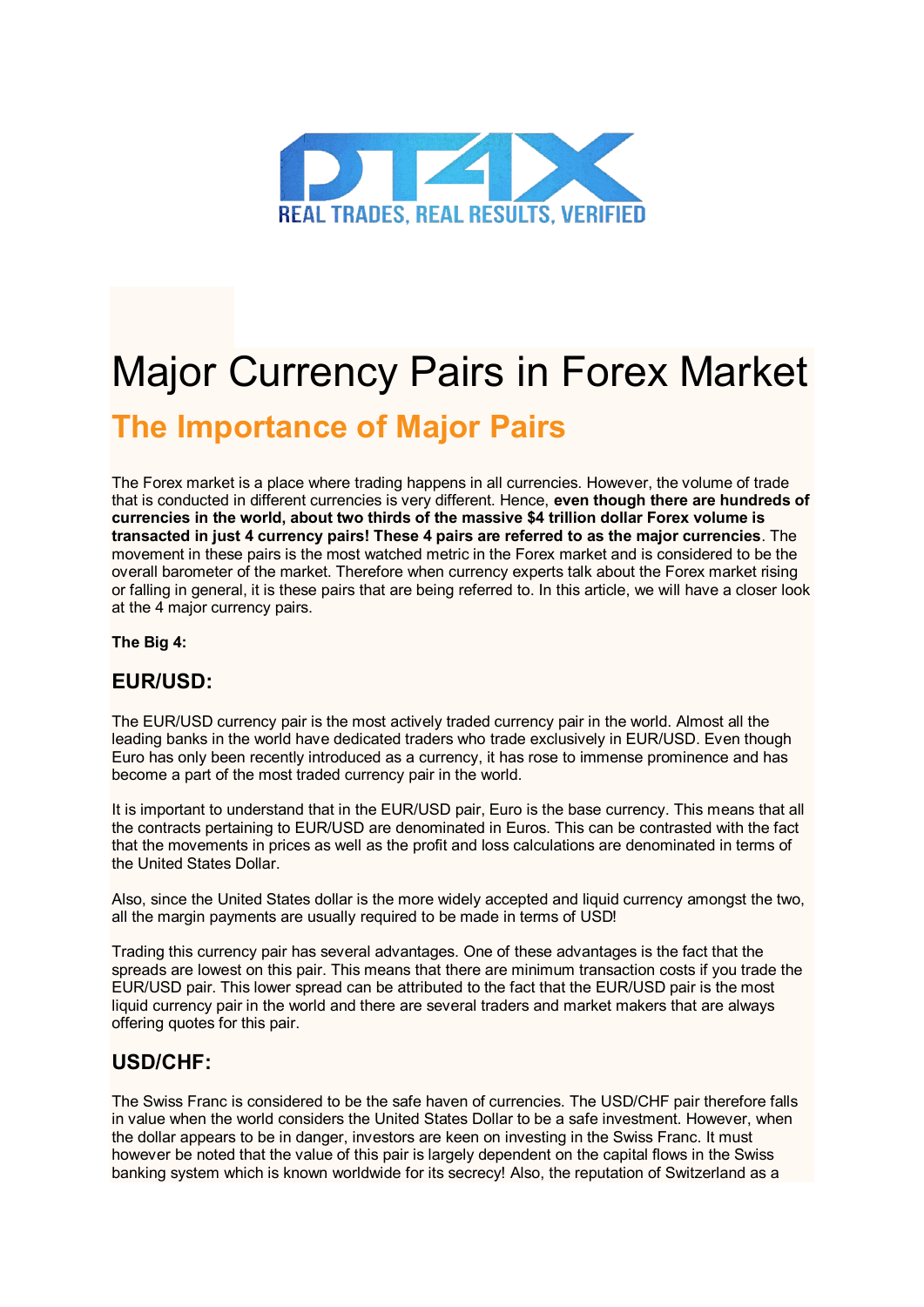REAL TRADES, REAL RESULTS, VERIFIED

# Major Currency Pairs in Forex Market

## The Importance of Major Pairs

The Forex market is a place where trading happens in all currencies. However, the volume of trade that is conducted in different currencies is very different. Hence, **even though there are hundreds of currencies in the world, about two thirds of the massive $4 trillion dollar Forex volume is transacted in just 4 currency pairs! These 4 pairs are referred to as the major currencies**. The movement in these pairs is the most watched metric in the Forex market and is considered to be the overall barometer of the market. Therefore when currency experts talk about the Forex market rising or falling in general, it is these pairs that are being referred to. In this article, we will have a closer look at the 4 major currency pairs.

**The Big 4:**

### EUR/USD:

The EUR/USD currency pair is the most actively traded currency pair in the world. Almost all the leading banks in the world have dedicated traders who trade exclusively in EUR/USD. Even though Euro has only been recently introduced as a currency, it has rose to immense prominence and has become a part of the most traded currency pair in the world.

It is important to understand that in the EUR/USD pair, Euro is the base currency. This means that all the contracts pertaining to EUR/USD are denominated in Euros. This can be contrasted with the fact that the movements in prices as well as the profit and loss calculations are denominated in terms of the United States Dollar.

Also, since the United States dollar is the more widely accepted and liquid currency amongst the two, all the margin payments are usually required to be made in terms of USD!

Trading this currency pair has several advantages. One of these advantages is the fact that the spreads are lowest on this pair. This means that there are minimum transaction costs if you trade the EUR/USD pair. This lower spread can be attributed to the fact that the EUR/USD pair is the most liquid currency pair in the world and there are several traders and market makers that are always offering quotes for this pair.

### USD/CHF:

The Swiss Franc is considered to be the safe haven of currencies. The USD/CHF pair therefore falls in value when the world considers the United States Dollar to be a safe investment. However, when the dollar appears to be in danger, investors are keen on investing in the Swiss Franc. It must however be noted that the value of this pair is largely dependent on the capital flows in the Swiss banking system which is known worldwide for its secrecy! Also, the reputation of Switzerland as a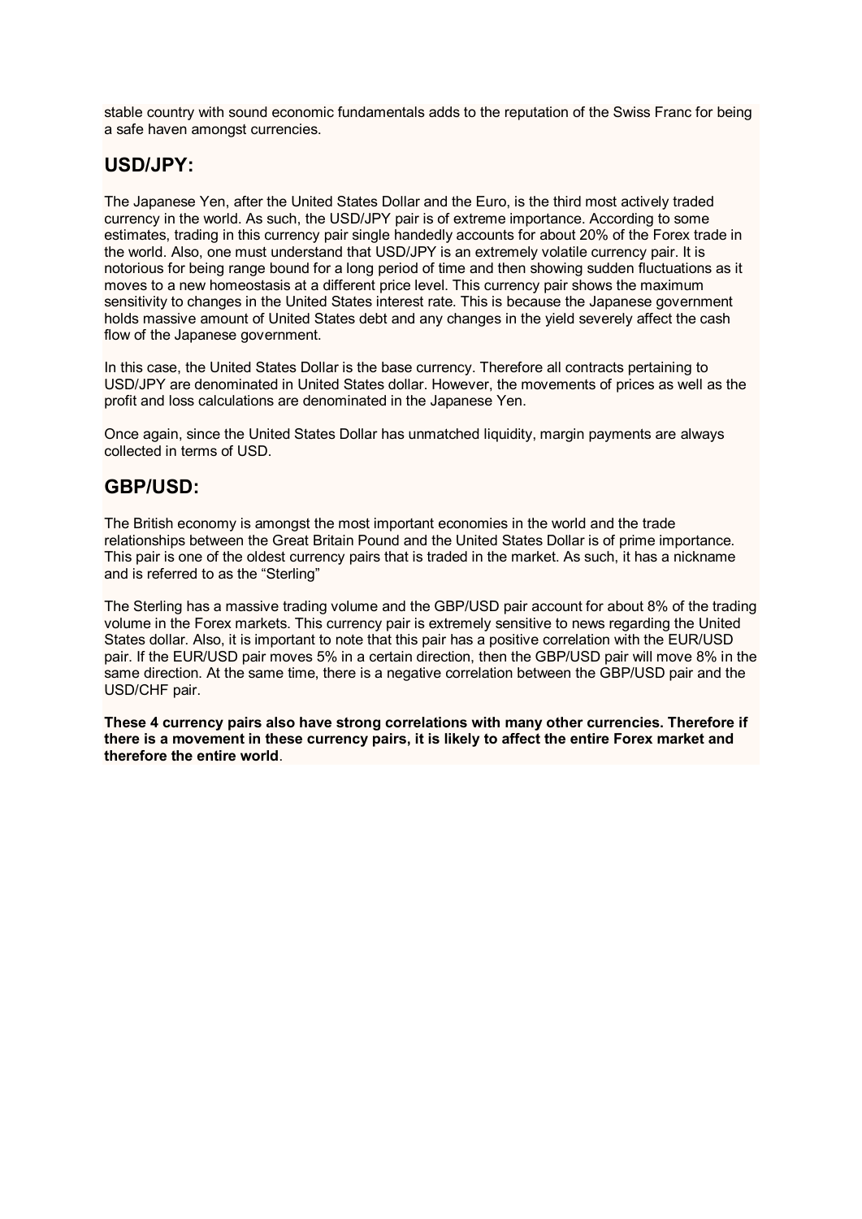stable country with sound economic fundamentals adds to the reputation of the Swiss Franc for being a safe haven amongst currencies.

## USD/JPY:

The Japanese Yen, after the United States Dollar and the Euro, is the third most actively traded currency in the world. As such, the USD/JPY pair is of extreme importance. According to some estimates, trading in this currency pair single handedly accounts for about 20% of the Forex trade in the world. Also, one must understand that USD/JPY is an extremely volatile currency pair. It is notorious for being range bound for a long period of time and then showing sudden fluctuations as it moves to a new homeostasis at a different price level. This currency pair shows the maximum sensitivity to changes in the United States interest rate. This is because the Japanese government holds massive amount of United States debt and any changes in the yield severely affect the cash flow of the Japanese government.

In this case, the United States Dollar is the base currency. Therefore all contracts pertaining to USD/JPY are denominated in United States dollar. However, the movements of prices as well as the profit and loss calculations are denominated in the Japanese Yen.

Once again, since the United States Dollar has unmatched liquidity, margin payments are always collected in terms of USD.

## GBP/USD:

The British economy is amongst the most important economies in the world and the trade relationships between the Great Britain Pound and the United States Dollar is of prime importance. This pair is one of the oldest currency pairs that is traded in the market. As such, it has a nickname and is referred to as the "Sterling"

The Sterling has a massive trading volume and the GBP/USD pair account for about 8% of the trading volume in the Forex markets. This currency pair is extremely sensitive to news regarding the United States dollar. Also, it is important to note that this pair has a positive correlation with the EUR/USD pair. If the EUR/USD pair moves 5% in a certain direction, then the GBP/USD pair will move 8% in the same direction. At the same time, there is a negative correlation between the GBP/USD pair and the USD/CHF pair.

**These 4 currency pairs also have strong correlations with many other currencies. Therefore if there is a movement in these currency pairs, it is likely to affect the entire Forex market and therefore the entire world**.